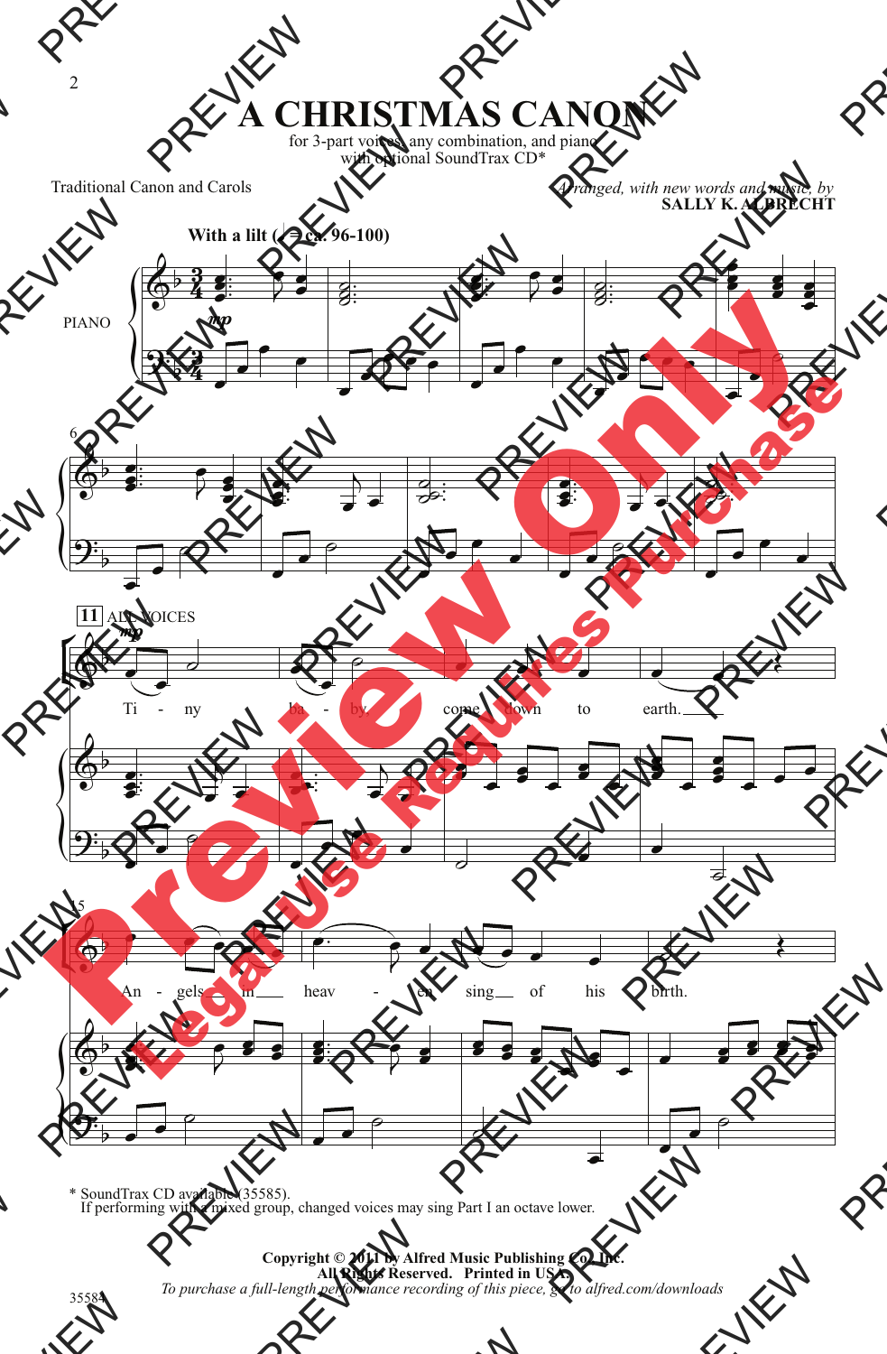# A CHRISTMAS CANON

for 3-part voices, any combination, and piano
with optional SoundTrax CD*

Traditional Canon and Carols

*Arranged, with new words and music, by*
**SALLY K. ALBRECHT**

**With a lilt (♩ = ca. 96-100)**

PIANO

11 ALL VOICES

Ti - ny ba - by, come down to earth.

An - gels in heav - en sing of his birth.

\* SoundTrax CD available (35585).
If performing with a mixed group, changed voices may sing Part I an octave lower.

**Copyright © 2011 by Alfred Music Publishing Co., Inc.**
**All Rights Reserved. Printed in USA.**
*To purchase a full-length performance recording of this piece, go to alfred.com/downloads*

35584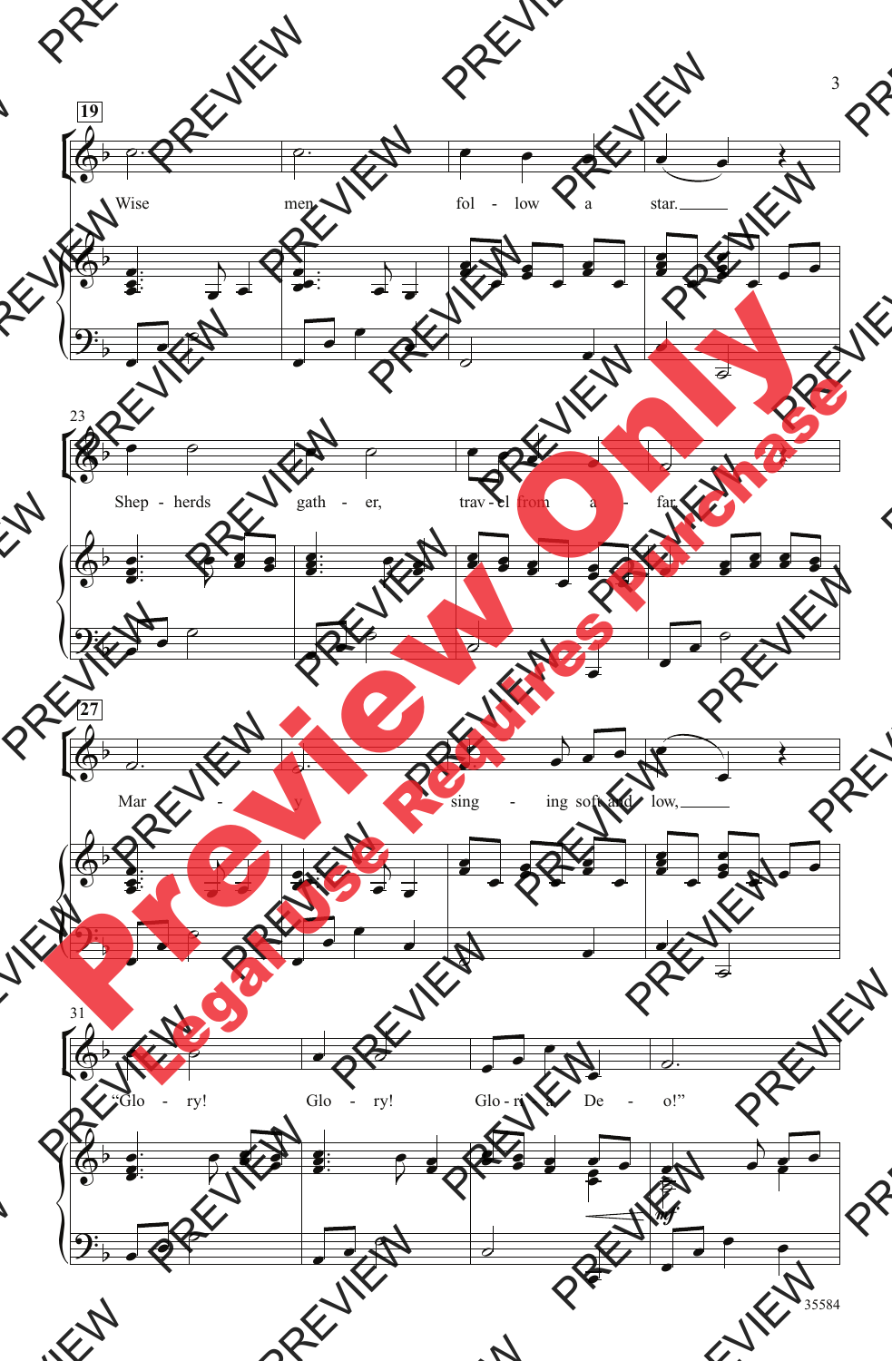19

Wise men fol - low a star.

23

Shep - herds gath - er, trav - el from a - far.

27

Mar - y sing - ing soft and low,

31

"Glo - ry! Glo - ry! Glo - ri - a in ex - cel - sis De - o!"

*mf*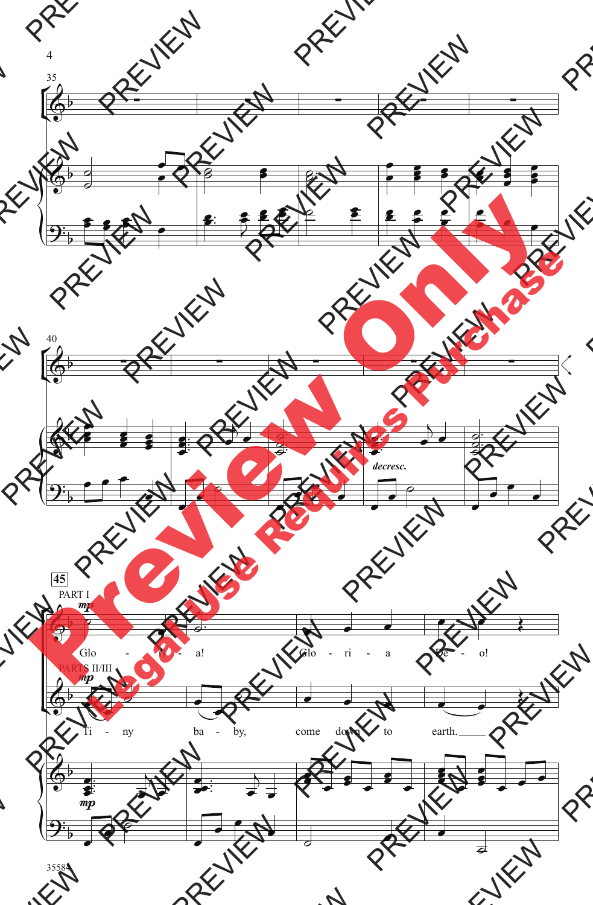PART I

*mp*

Glo - ri - a! Glo - ri - a De - o!

PARTS II/III

*mp*

Ti - ny ba - by, come down to earth.

*decresc.*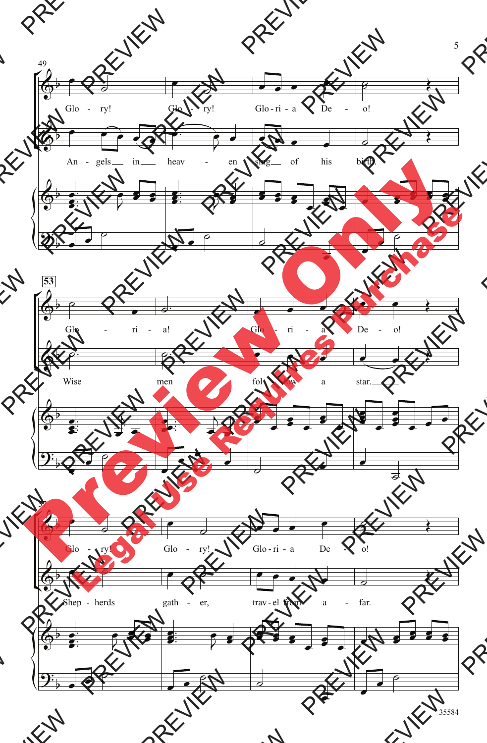Glo - ry! Glo - ry! Glo - ri - a De - o!

An - gels in heav - en sing of his birth.

Glo - ri - a! Glo - ri - a De - o!

Wise men fol - low a star.

Glo - ry! Glo - ry! Glo - ri - a De - o!

Shep - herds gath - er, trav - el from a - far.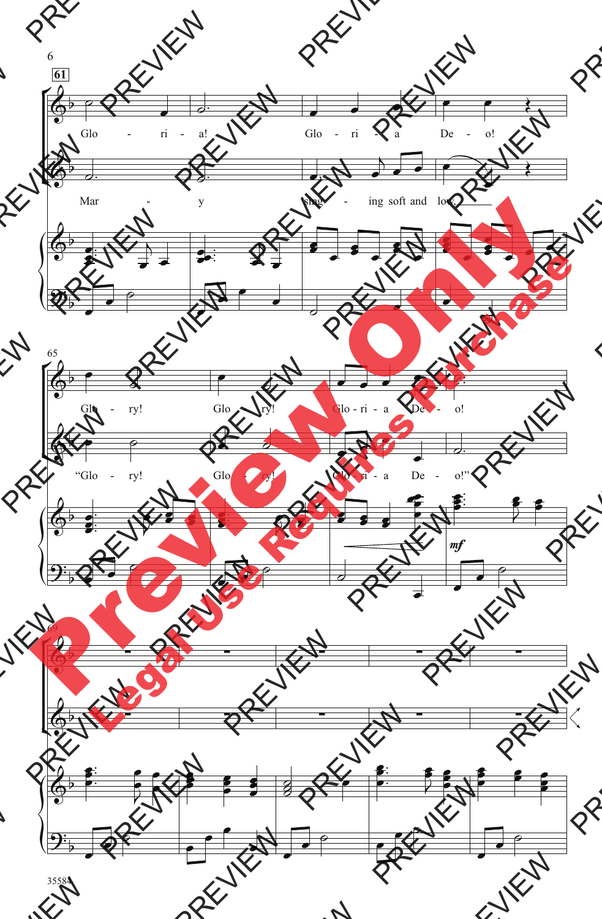61

Glo - ri - a! Glo - ri - a De - o!

Mar - y sing - ing soft and low,

65

Glo - ry! Glo - ry! Glo - ri - a De - o!

"Glo - ry! Glo - ry! Glo - ri - a De - o!"

*mf*

69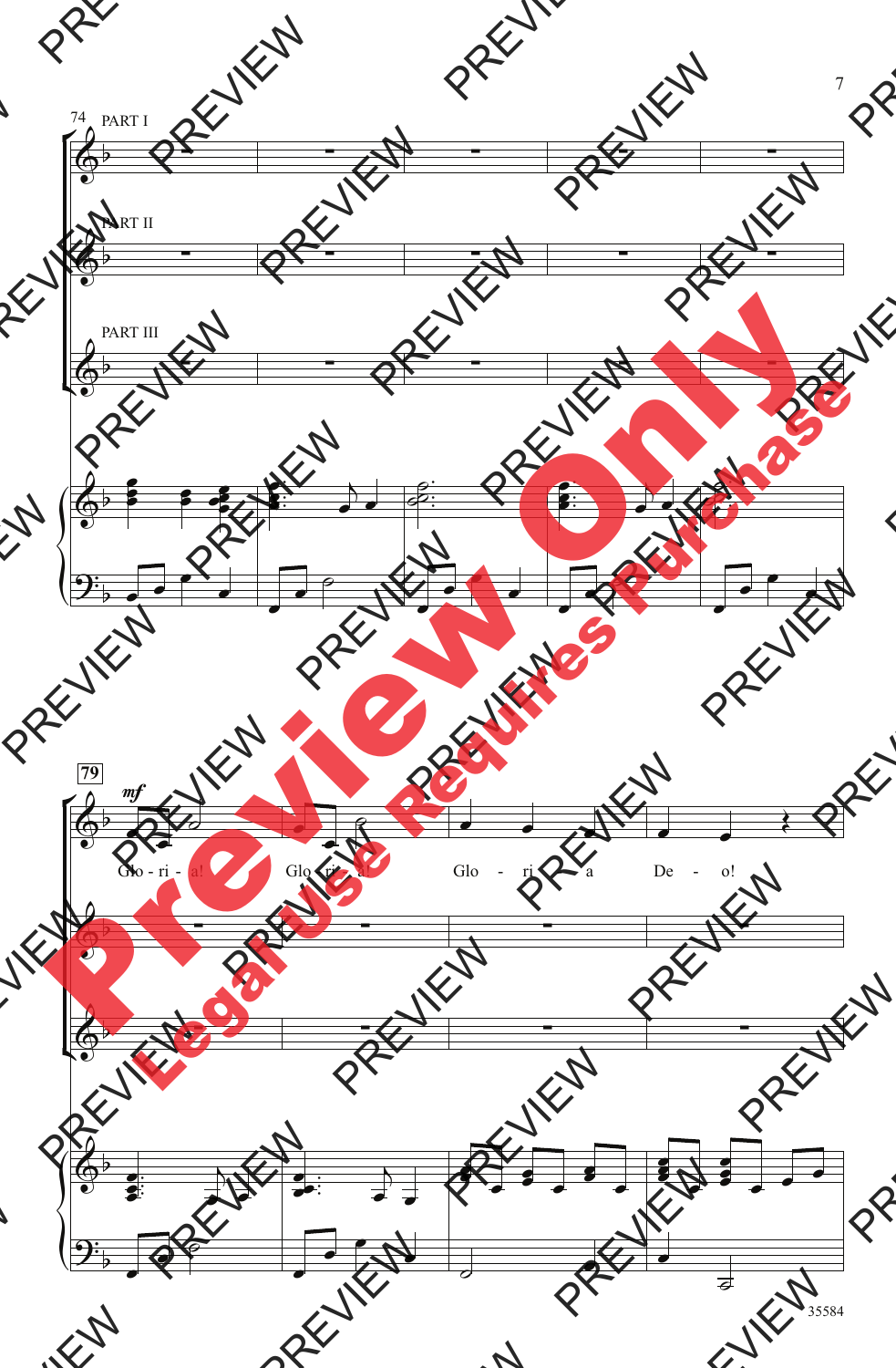74

PART I

PART II

PART III

79

*mf*

Glo - ri - a! Glo - ri - a! Glo - ri - a De - o!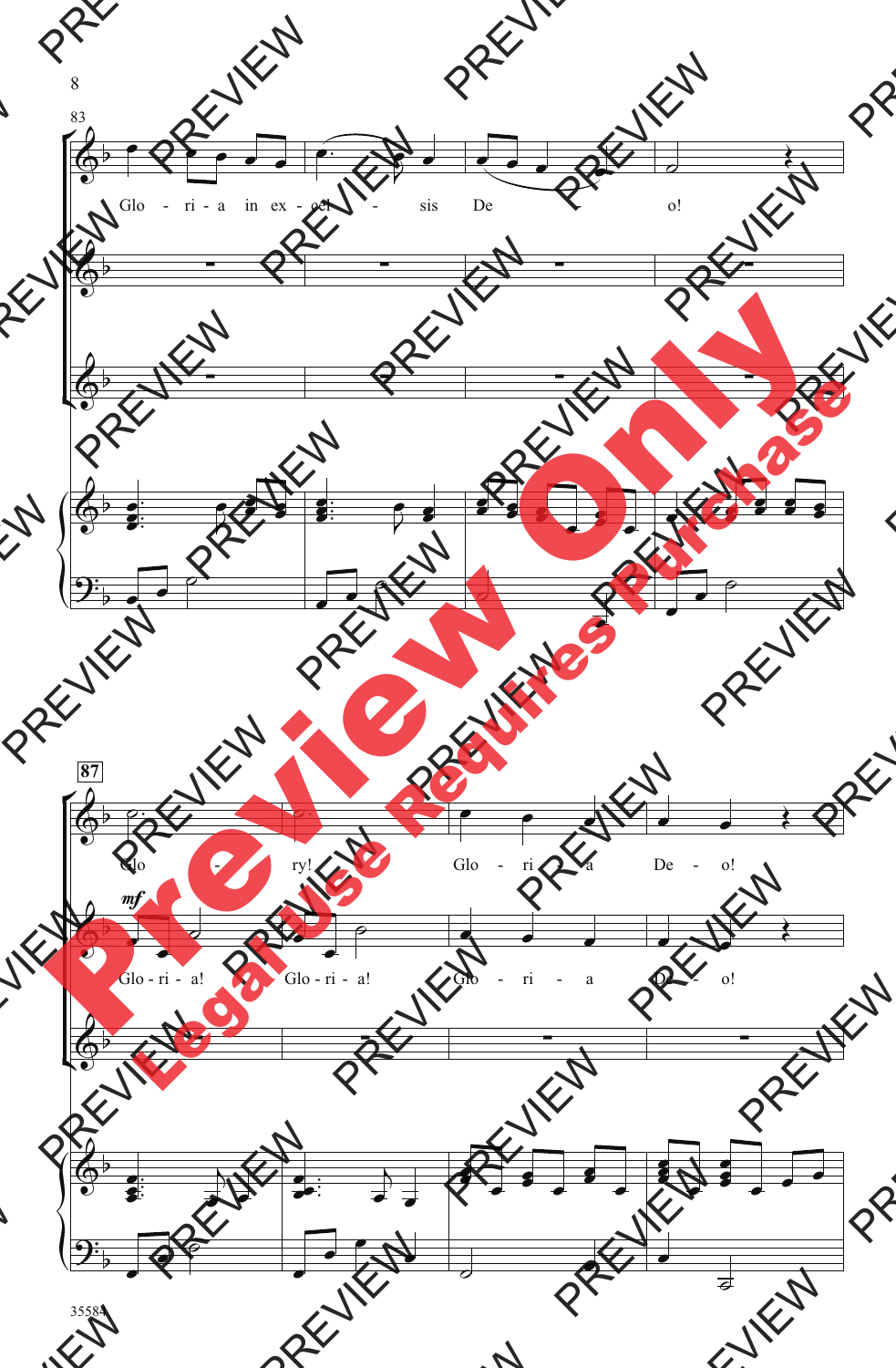83

Glo - ri - a in ex - cel - sis De - o!

87

Glo - ry! Glo - ri - a De - o!

*mf*

Glo - ri - a! Glo - ri - a! Glo - ri - a De - o!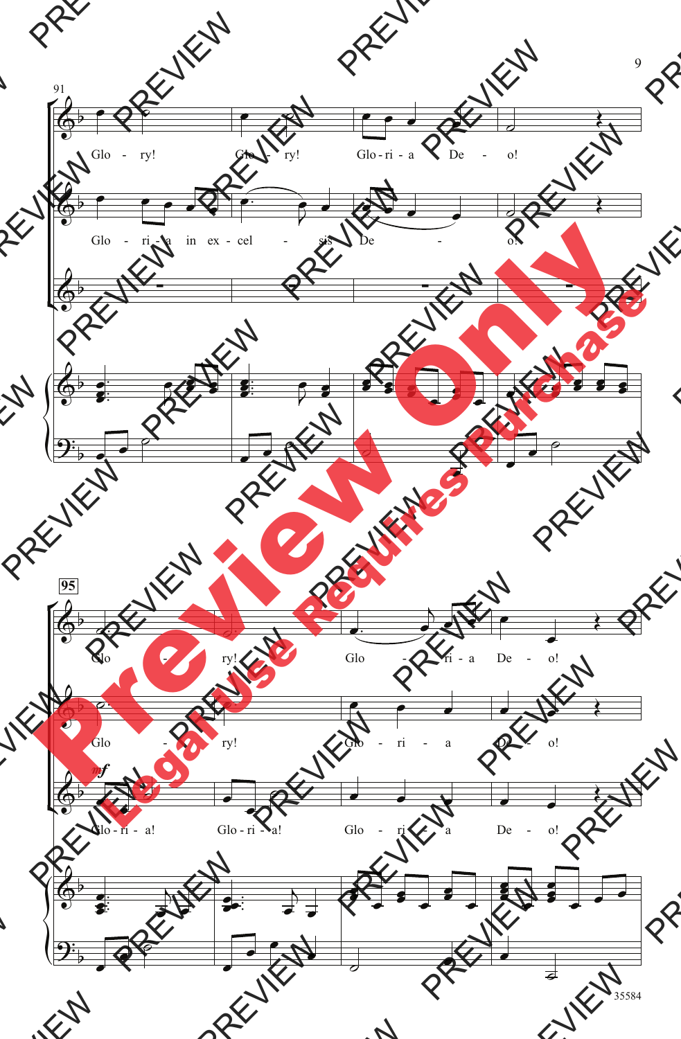91

Glo - ry! Glo - ry! Glo - ri - a De - o!

Glo - ri - a in ex - cel - sis De - o!

95

Glo - ry!

Glo - ri - a De - o!

Glo - ry!

Glo - ri - a De - o!

*mf*

Glo - ri - a! Glo - ri - a!

Glo - ri - a De - o!

Preview Only

Legal Use Requires Purchase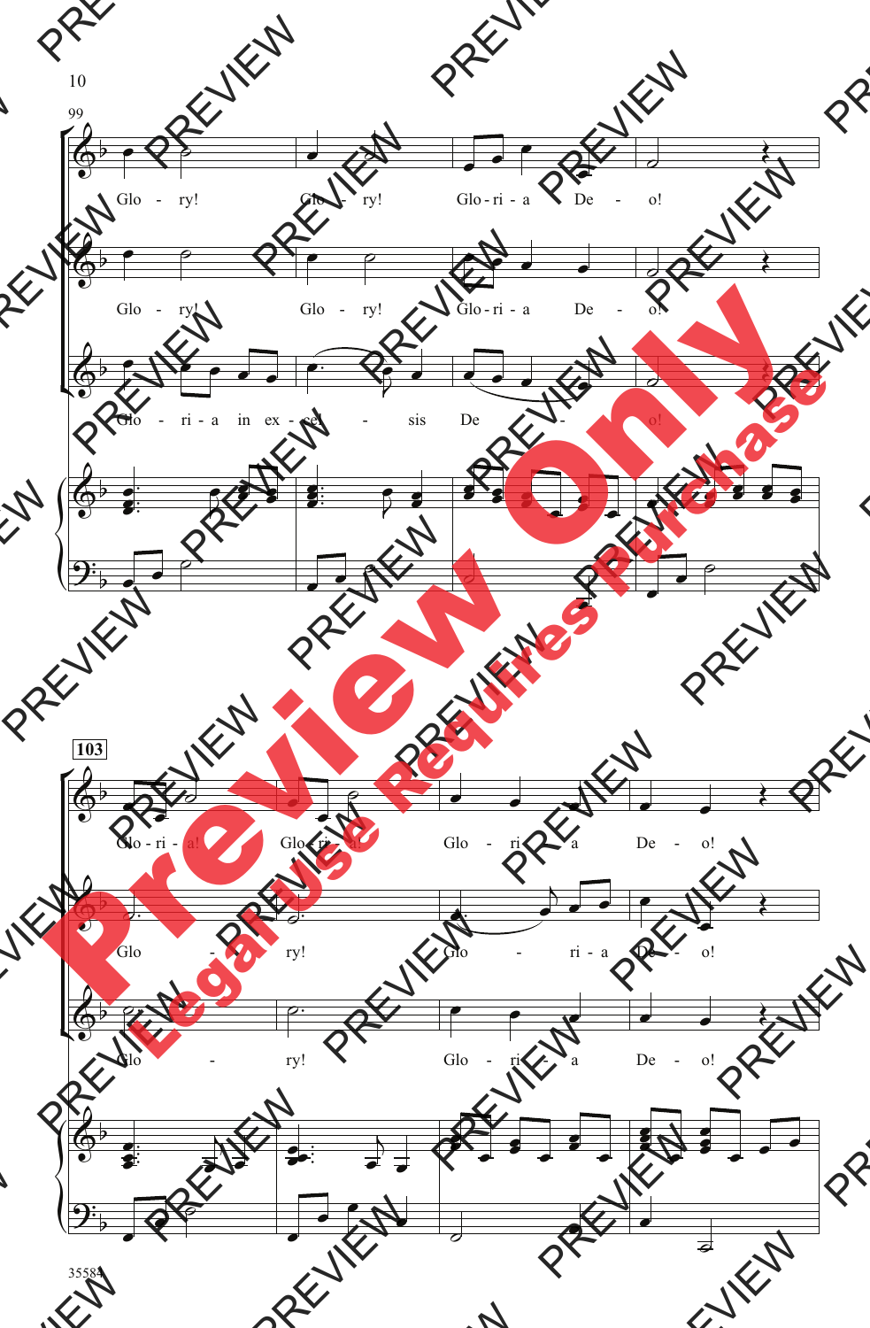Glo - ry! Glo - ry! Glo - ri - a De - o!

Glo - ry! Glo - ry! Glo - ri - a De - o!

Glo - ri - a in ex - cel - sis De - o!

**103**

Glo - ri - a! Glo - ri - a! Glo - ri - a De - o!

Glo - ry! Glo - ri - a De - o!

Glo - ry! Glo - ri - a De - o!

Preview Only

Legal Use Requires Purchase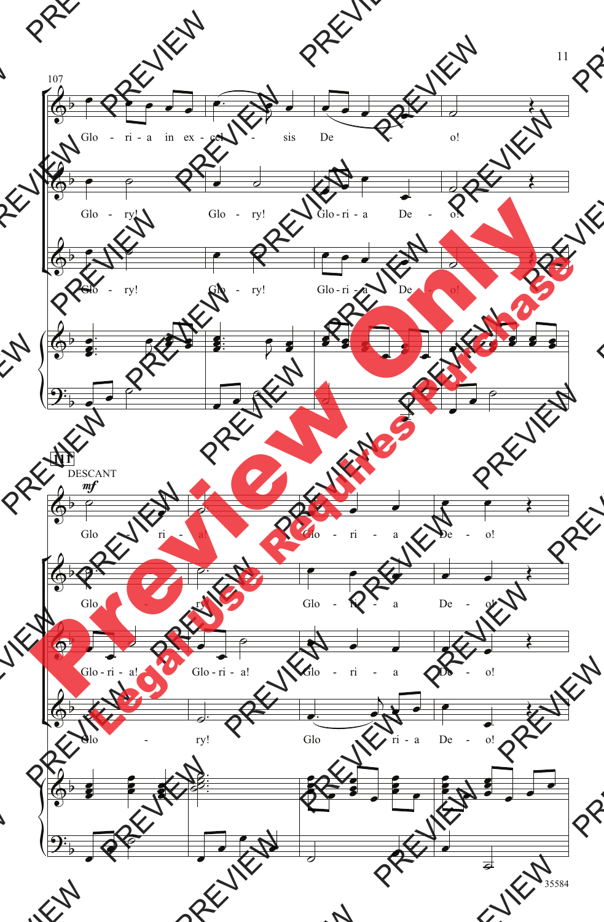107

Glo - ri - a in ex - cel - sis De - o!

Glo - ry! Glo - ry! Glo - ri - a De - o!

Glo - ry! Glo - ry! Glo - ri - a De - o!

111

DESCANT

*mf*

Glo - ri - a! Glo - ri - a De - o!

Glo - ry! Glo - ri - a De - o!

Glo - ri - a! Glo - ri - a! Glo - ri - a De - o!

Glo - ry! Glo - ri - a De - o!

35584